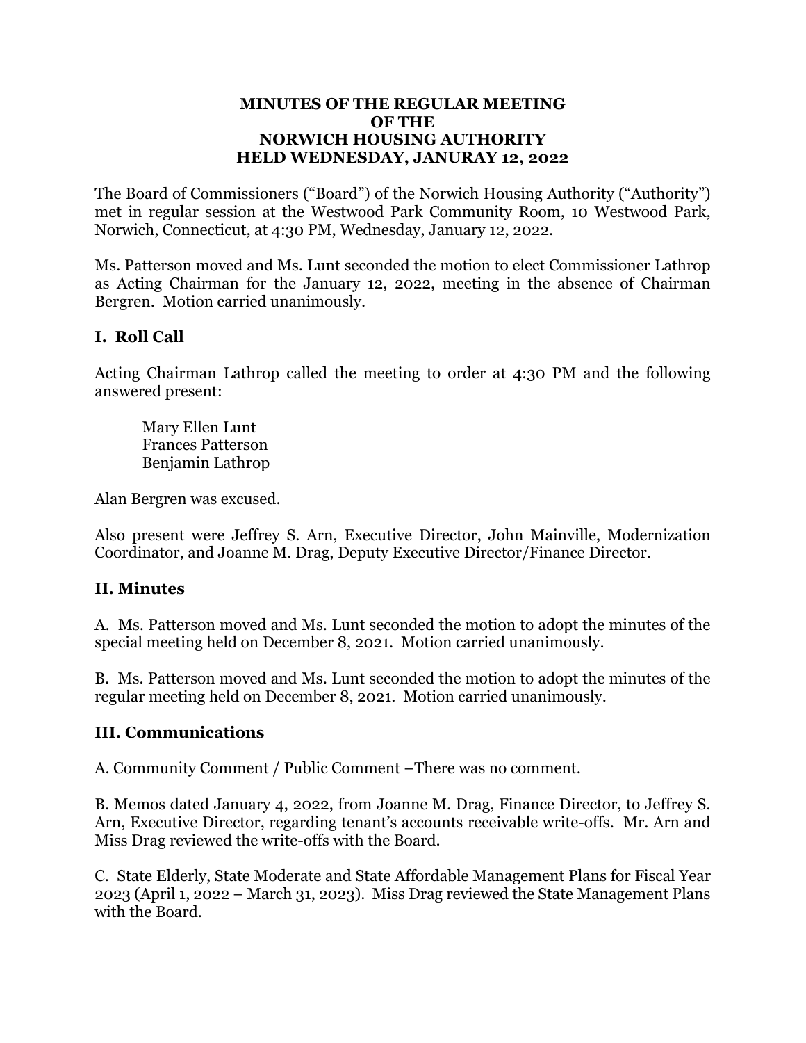# MINUTES OF THE REGULAR MEETING OF THE NORWICH HOUSING AUTHORITY HELD WEDNESDAY, JANURAY 12, 2022

The Board of Commissioners ("Board") of the Norwich Housing Authority ("Authority") met in regular session at the Westwood Park Community Room, 10 Westwood Park, Norwich, Connecticut, at 4:30 PM, Wednesday, January 12, 2022.

Ms. Patterson moved and Ms. Lunt seconded the motion to elect Commissioner Lathrop as Acting Chairman for the January 12, 2022, meeting in the absence of Chairman Bergren. Motion carried unanimously.

## I. Roll Call

Acting Chairman Lathrop called the meeting to order at 4:30 PM and the following answered present:

Mary Ellen Lunt
Frances Patterson
Benjamin Lathrop

Alan Bergren was excused.

Also present were Jeffrey S. Arn, Executive Director, John Mainville, Modernization Coordinator, and Joanne M. Drag, Deputy Executive Director/Finance Director.

## II. Minutes

A. Ms. Patterson moved and Ms. Lunt seconded the motion to adopt the minutes of the special meeting held on December 8, 2021. Motion carried unanimously.

B. Ms. Patterson moved and Ms. Lunt seconded the motion to adopt the minutes of the regular meeting held on December 8, 2021. Motion carried unanimously.

## III. Communications

A. Community Comment / Public Comment –There was no comment.

B. Memos dated January 4, 2022, from Joanne M. Drag, Finance Director, to Jeffrey S. Arn, Executive Director, regarding tenant's accounts receivable write-offs. Mr. Arn and Miss Drag reviewed the write-offs with the Board.

C. State Elderly, State Moderate and State Affordable Management Plans for Fiscal Year 2023 (April 1, 2022 – March 31, 2023). Miss Drag reviewed the State Management Plans with the Board.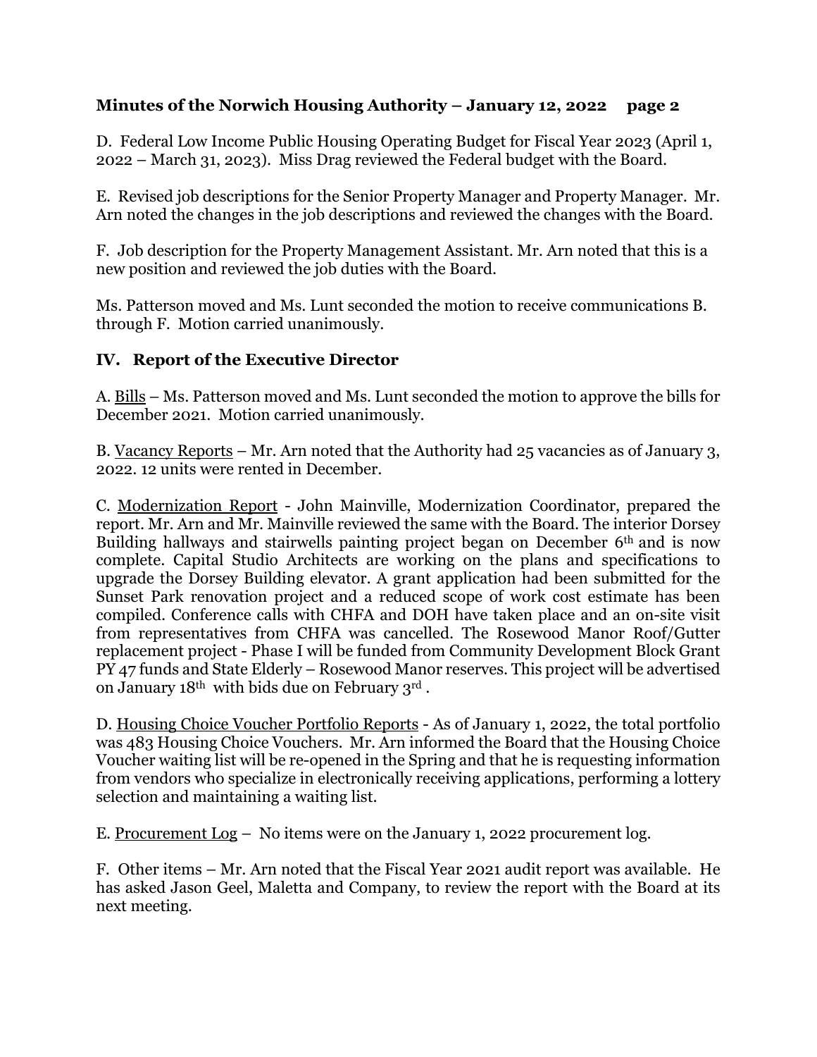D. Federal Low Income Public Housing Operating Budget for Fiscal Year 2023 (April 1, 2022 – March 31, 2023). Miss Drag reviewed the Federal budget with the Board.

E. Revised job descriptions for the Senior Property Manager and Property Manager. Mr. Arn noted the changes in the job descriptions and reviewed the changes with the Board.

F. Job description for the Property Management Assistant. Mr. Arn noted that this is a new position and reviewed the job duties with the Board.

Ms. Patterson moved and Ms. Lunt seconded the motion to receive communications B. through F. Motion carried unanimously.

## IV. Report of the Executive Director

A. Bills – Ms. Patterson moved and Ms. Lunt seconded the motion to approve the bills for December 2021. Motion carried unanimously.

B. Vacancy Reports – Mr. Arn noted that the Authority had 25 vacancies as of January 3, 2022. 12 units were rented in December.

C. Modernization Report - John Mainville, Modernization Coordinator, prepared the report. Mr. Arn and Mr. Mainville reviewed the same with the Board. The interior Dorsey Building hallways and stairwells painting project began on December 6th and is now complete. Capital Studio Architects are working on the plans and specifications to upgrade the Dorsey Building elevator. A grant application had been submitted for the Sunset Park renovation project and a reduced scope of work cost estimate has been compiled. Conference calls with CHFA and DOH have taken place and an on-site visit from representatives from CHFA was cancelled. The Rosewood Manor Roof/Gutter replacement project - Phase I will be funded from Community Development Block Grant PY 47 funds and State Elderly – Rosewood Manor reserves. This project will be advertised on January 18th with bids due on February 3rd.

D. Housing Choice Voucher Portfolio Reports - As of January 1, 2022, the total portfolio was 483 Housing Choice Vouchers. Mr. Arn informed the Board that the Housing Choice Voucher waiting list will be re-opened in the Spring and that he is requesting information from vendors who specialize in electronically receiving applications, performing a lottery selection and maintaining a waiting list.

E. Procurement Log – No items were on the January 1, 2022 procurement log.

F. Other items – Mr. Arn noted that the Fiscal Year 2021 audit report was available. He has asked Jason Geel, Maletta and Company, to review the report with the Board at its next meeting.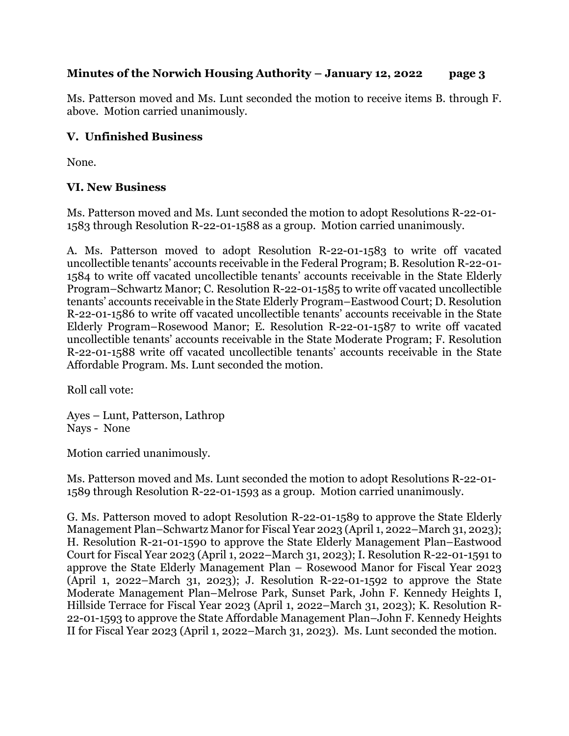Ms. Patterson moved and Ms. Lunt seconded the motion to receive items B. through F. above. Motion carried unanimously.

## V. Unfinished Business

None.

## VI. New Business

Ms. Patterson moved and Ms. Lunt seconded the motion to adopt Resolutions R-22-01-1583 through Resolution R-22-01-1588 as a group. Motion carried unanimously.

A. Ms. Patterson moved to adopt Resolution R-22-01-1583 to write off vacated uncollectible tenants' accounts receivable in the Federal Program; B. Resolution R-22-01-1584 to write off vacated uncollectible tenants' accounts receivable in the State Elderly Program–Schwartz Manor; C. Resolution R-22-01-1585 to write off vacated uncollectible tenants' accounts receivable in the State Elderly Program–Eastwood Court; D. Resolution R-22-01-1586 to write off vacated uncollectible tenants' accounts receivable in the State Elderly Program–Rosewood Manor; E. Resolution R-22-01-1587 to write off vacated uncollectible tenants' accounts receivable in the State Moderate Program; F. Resolution R-22-01-1588 write off vacated uncollectible tenants' accounts receivable in the State Affordable Program. Ms. Lunt seconded the motion.

Roll call vote:

Ayes – Lunt, Patterson, Lathrop
Nays - None

Motion carried unanimously.

Ms. Patterson moved and Ms. Lunt seconded the motion to adopt Resolutions R-22-01-1589 through Resolution R-22-01-1593 as a group. Motion carried unanimously.

G. Ms. Patterson moved to adopt Resolution R-22-01-1589 to approve the State Elderly Management Plan–Schwartz Manor for Fiscal Year 2023 (April 1, 2022–March 31, 2023); H. Resolution R-21-01-1590 to approve the State Elderly Management Plan–Eastwood Court for Fiscal Year 2023 (April 1, 2022–March 31, 2023); I. Resolution R-22-01-1591 to approve the State Elderly Management Plan – Rosewood Manor for Fiscal Year 2023 (April 1, 2022–March 31, 2023); J. Resolution R-22-01-1592 to approve the State Moderate Management Plan–Melrose Park, Sunset Park, John F. Kennedy Heights I, Hillside Terrace for Fiscal Year 2023 (April 1, 2022–March 31, 2023); K. Resolution R-22-01-1593 to approve the State Affordable Management Plan–John F. Kennedy Heights II for Fiscal Year 2023 (April 1, 2022–March 31, 2023). Ms. Lunt seconded the motion.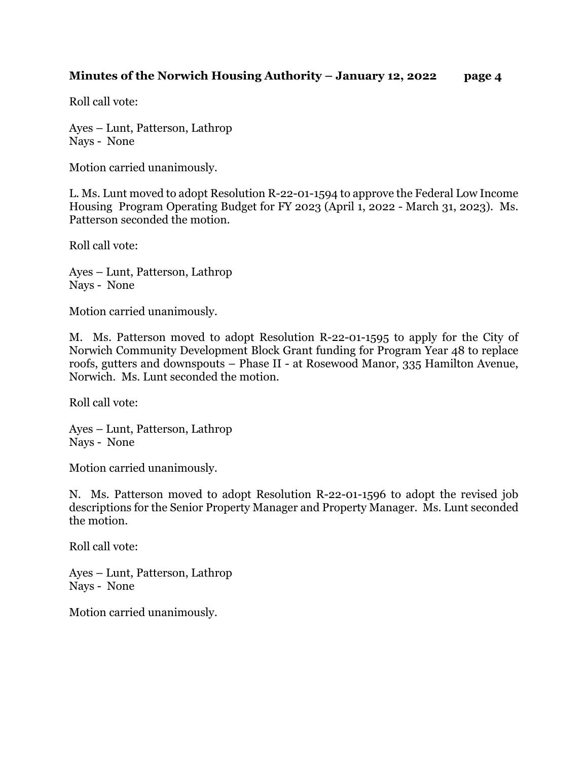Roll call vote:

Ayes – Lunt, Patterson, Lathrop
Nays - None

Motion carried unanimously.

L. Ms. Lunt moved to adopt Resolution R-22-01-1594 to approve the Federal Low Income Housing Program Operating Budget for FY 2023 (April 1, 2022 - March 31, 2023). Ms. Patterson seconded the motion.

Roll call vote:

Ayes – Lunt, Patterson, Lathrop
Nays - None

Motion carried unanimously.

M. Ms. Patterson moved to adopt Resolution R-22-01-1595 to apply for the City of Norwich Community Development Block Grant funding for Program Year 48 to replace roofs, gutters and downspouts – Phase II - at Rosewood Manor, 335 Hamilton Avenue, Norwich. Ms. Lunt seconded the motion.

Roll call vote:

Ayes – Lunt, Patterson, Lathrop
Nays - None

Motion carried unanimously.

N. Ms. Patterson moved to adopt Resolution R-22-01-1596 to adopt the revised job descriptions for the Senior Property Manager and Property Manager. Ms. Lunt seconded the motion.

Roll call vote:

Ayes – Lunt, Patterson, Lathrop
Nays - None

Motion carried unanimously.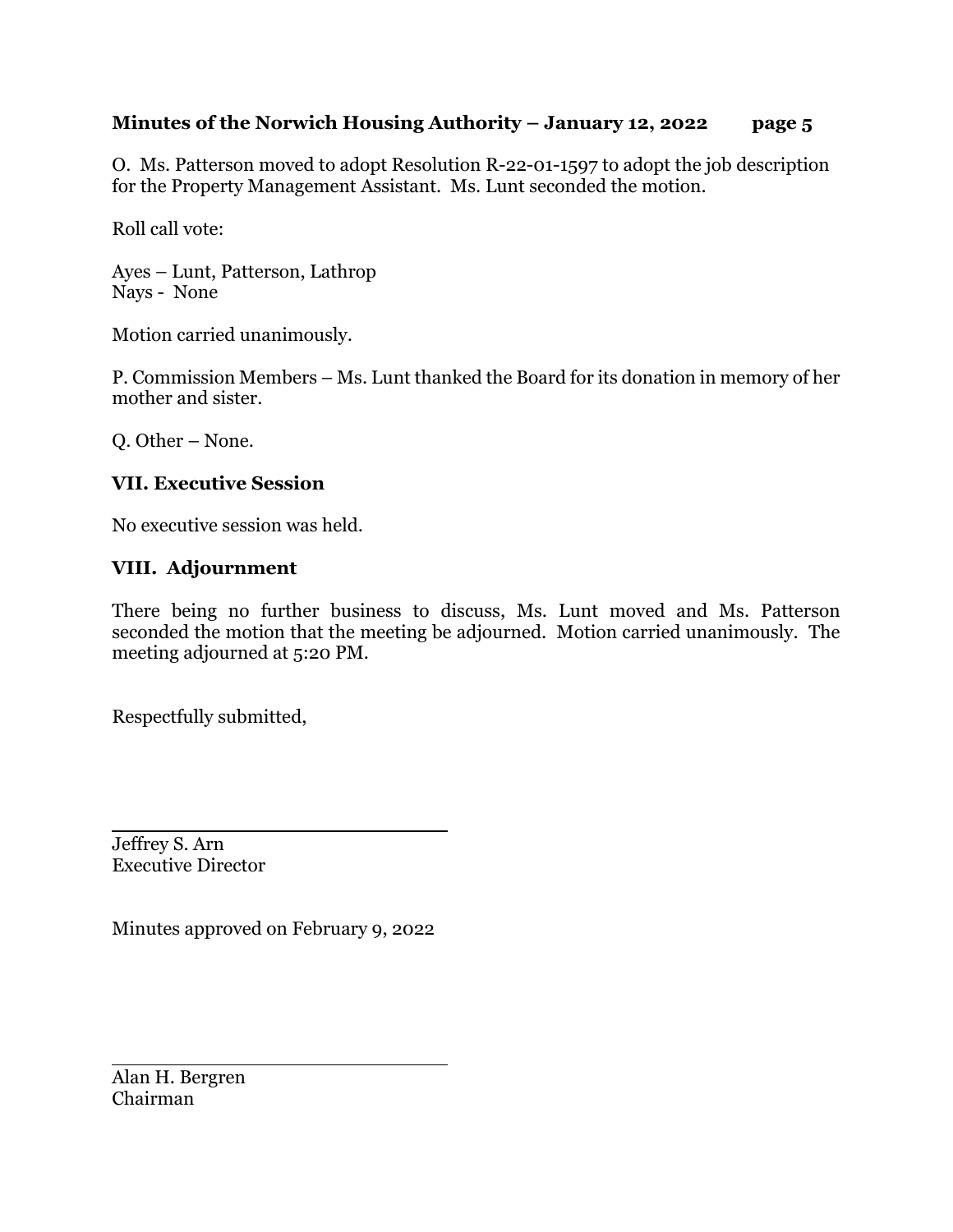O. Ms. Patterson moved to adopt Resolution R-22-01-1597 to adopt the job description for the Property Management Assistant. Ms. Lunt seconded the motion.

Roll call vote:

Ayes – Lunt, Patterson, Lathrop
Nays - None

Motion carried unanimously.

P. Commission Members – Ms. Lunt thanked the Board for its donation in memory of her mother and sister.

Q. Other – None.

## VII. Executive Session

No executive session was held.

## VIII. Adjournment

There being no further business to discuss, Ms. Lunt moved and Ms. Patterson seconded the motion that the meeting be adjourned. Motion carried unanimously. The meeting adjourned at 5:20 PM.

Respectfully submitted,

\_\_\_\_\_\_\_\_\_\_\_\_\_\_\_\_\_\_\_\_\_\_\_\_\_\_\_\_\_\_

Jeffrey S. Arn
Executive Director

Minutes approved on February 9, 2022

\_\_\_\_\_\_\_\_\_\_\_\_\_\_\_\_\_\_\_\_\_\_\_\_\_\_\_\_\_\_

Alan H. Bergren
Chairman